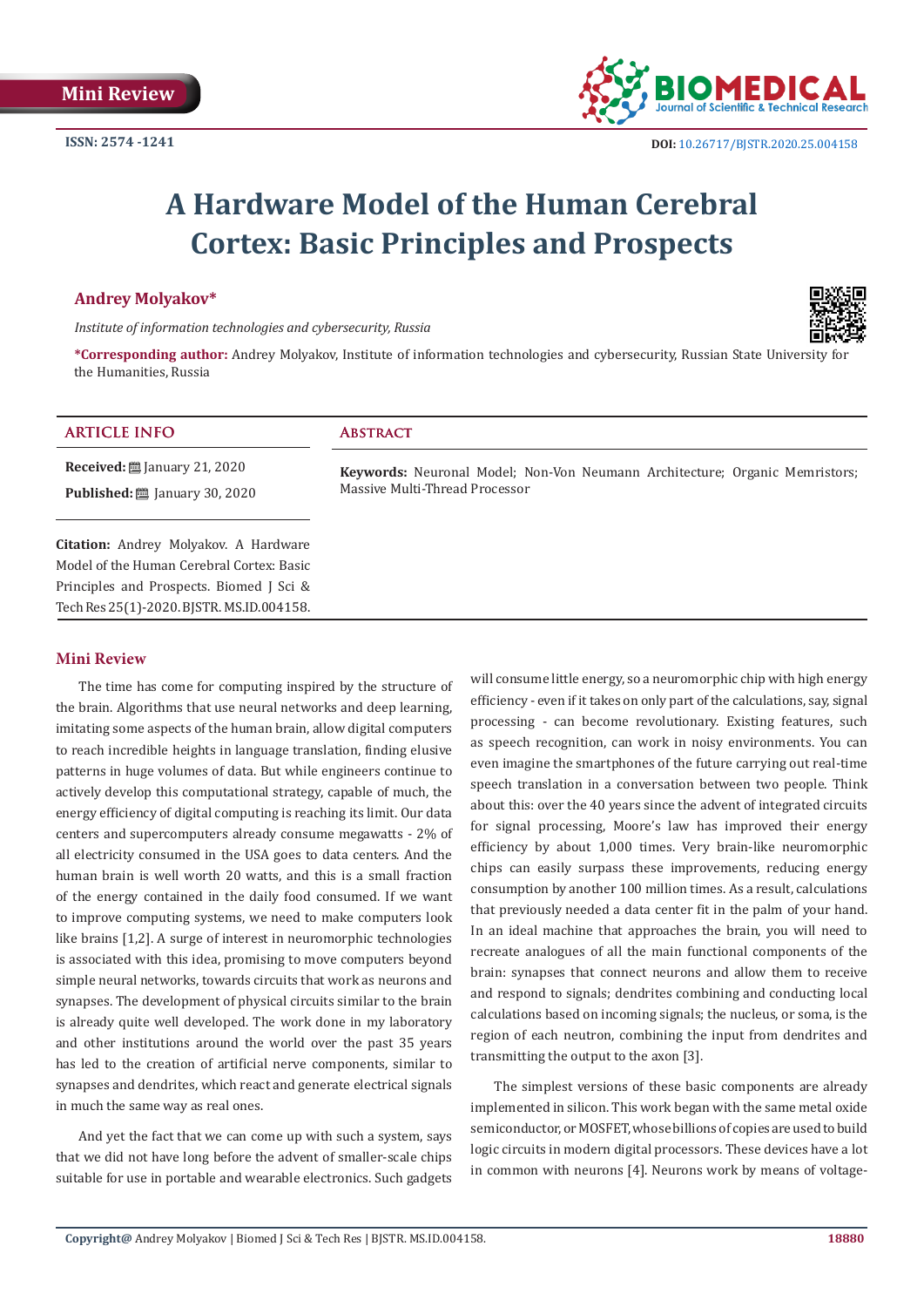Mini Review

ISSN: 2574 -1241

DOI: 10.26717/BJSTR.2020.25.004158

# A Hardware Model of the Human Cerebral Cortex: Basic Principles and Prospects

**Andrey Molyakov***

*Institute of information technologies and cybersecurity, Russia*

***Corresponding author:** Andrey Molyakov, Institute of information technologies and cybersecurity, Russian State University for the Humanities, Russia

## ARTICLE INFO

**Received:** January 21, 2020

**Published:** January 30, 2020

**Citation:** Andrey Molyakov. A Hardware Model of the Human Cerebral Cortex: Basic Principles and Prospects. Biomed J Sci & Tech Res 25(1)-2020. BJSTR. MS.ID.004158.

## Abstract

**Keywords:** Neuronal Model; Non-Von Neumann Architecture; Organic Memristors; Massive Multi-Thread Processor

## Mini Review

The time has come for computing inspired by the structure of the brain. Algorithms that use neural networks and deep learning, imitating some aspects of the human brain, allow digital computers to reach incredible heights in language translation, finding elusive patterns in huge volumes of data. But while engineers continue to actively develop this computational strategy, capable of much, the energy efficiency of digital computing is reaching its limit. Our data centers and supercomputers already consume megawatts - 2% of all electricity consumed in the USA goes to data centers. And the human brain is well worth 20 watts, and this is a small fraction of the energy contained in the daily food consumed. If we want to improve computing systems, we need to make computers look like brains [1,2]. A surge of interest in neuromorphic technologies is associated with this idea, promising to move computers beyond simple neural networks, towards circuits that work as neurons and synapses. The development of physical circuits similar to the brain is already quite well developed. The work done in my laboratory and other institutions around the world over the past 35 years has led to the creation of artificial nerve components, similar to synapses and dendrites, which react and generate electrical signals in much the same way as real ones.

And yet the fact that we can come up with such a system, says that we did not have long before the advent of smaller-scale chips suitable for use in portable and wearable electronics. Such gadgets will consume little energy, so a neuromorphic chip with high energy efficiency - even if it takes on only part of the calculations, say, signal processing - can become revolutionary. Existing features, such as speech recognition, can work in noisy environments. You can even imagine the smartphones of the future carrying out real-time speech translation in a conversation between two people. Think about this: over the 40 years since the advent of integrated circuits for signal processing, Moore's law has improved their energy efficiency by about 1,000 times. Very brain-like neuromorphic chips can easily surpass these improvements, reducing energy consumption by another 100 million times. As a result, calculations that previously needed a data center fit in the palm of your hand. In an ideal machine that approaches the brain, you will need to recreate analogues of all the main functional components of the brain: synapses that connect neurons and allow them to receive and respond to signals; dendrites combining and conducting local calculations based on incoming signals; the nucleus, or soma, is the region of each neutron, combining the input from dendrites and transmitting the output to the axon [3].

The simplest versions of these basic components are already implemented in silicon. This work began with the same metal oxide semiconductor, or MOSFET, whose billions of copies are used to build logic circuits in modern digital processors. These devices have a lot in common with neurons [4]. Neurons work by means of voltage-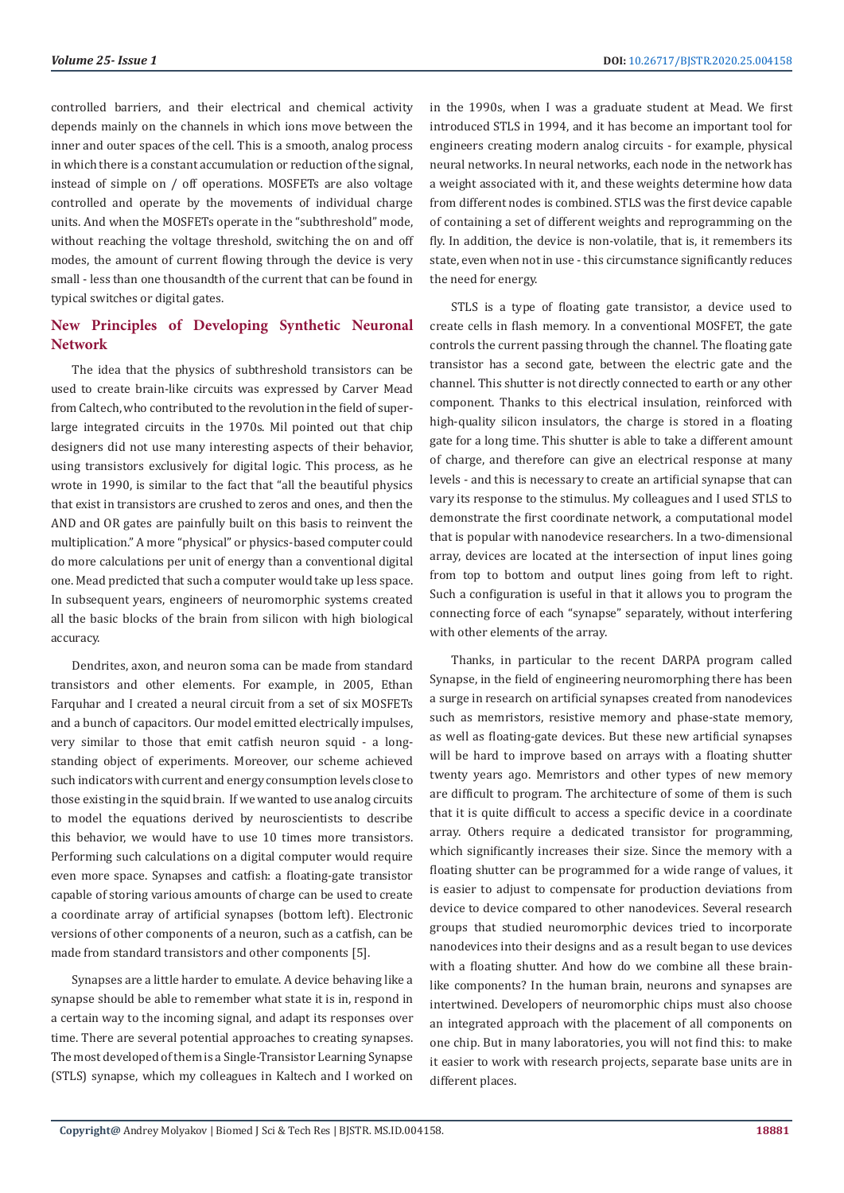controlled barriers, and their electrical and chemical activity depends mainly on the channels in which ions move between the inner and outer spaces of the cell. This is a smooth, analog process in which there is a constant accumulation or reduction of the signal, instead of simple on / off operations. MOSFETs are also voltage controlled and operate by the movements of individual charge units. And when the MOSFETs operate in the "subthreshold" mode, without reaching the voltage threshold, switching the on and off modes, the amount of current flowing through the device is very small - less than one thousandth of the current that can be found in typical switches or digital gates.

## New Principles of Developing Synthetic Neuronal Network

The idea that the physics of subthreshold transistors can be used to create brain-like circuits was expressed by Carver Mead from Caltech, who contributed to the revolution in the field of super-large integrated circuits in the 1970s. Mil pointed out that chip designers did not use many interesting aspects of their behavior, using transistors exclusively for digital logic. This process, as he wrote in 1990, is similar to the fact that "all the beautiful physics that exist in transistors are crushed to zeros and ones, and then the AND and OR gates are painfully built on this basis to reinvent the multiplication." A more "physical" or physics-based computer could do more calculations per unit of energy than a conventional digital one. Mead predicted that such a computer would take up less space. In subsequent years, engineers of neuromorphic systems created all the basic blocks of the brain from silicon with high biological accuracy.

Dendrites, axon, and neuron soma can be made from standard transistors and other elements. For example, in 2005, Ethan Farquhar and I created a neural circuit from a set of six MOSFETs and a bunch of capacitors. Our model emitted electrically impulses, very similar to those that emit catfish neuron squid - a long-standing object of experiments. Moreover, our scheme achieved such indicators with current and energy consumption levels close to those existing in the squid brain. If we wanted to use analog circuits to model the equations derived by neuroscientists to describe this behavior, we would have to use 10 times more transistors. Performing such calculations on a digital computer would require even more space. Synapses and catfish: a floating-gate transistor capable of storing various amounts of charge can be used to create a coordinate array of artificial synapses (bottom left). Electronic versions of other components of a neuron, such as a catfish, can be made from standard transistors and other components [5].

Synapses are a little harder to emulate. A device behaving like a synapse should be able to remember what state it is in, respond in a certain way to the incoming signal, and adapt its responses over time. There are several potential approaches to creating synapses. The most developed of them is a Single-Transistor Learning Synapse (STLS) synapse, which my colleagues in Kaltech and I worked on in the 1990s, when I was a graduate student at Mead. We first introduced STLS in 1994, and it has become an important tool for engineers creating modern analog circuits - for example, physical neural networks. In neural networks, each node in the network has a weight associated with it, and these weights determine how data from different nodes is combined. STLS was the first device capable of containing a set of different weights and reprogramming on the fly. In addition, the device is non-volatile, that is, it remembers its state, even when not in use - this circumstance significantly reduces the need for energy.

STLS is a type of floating gate transistor, a device used to create cells in flash memory. In a conventional MOSFET, the gate controls the current passing through the channel. The floating gate transistor has a second gate, between the electric gate and the channel. This shutter is not directly connected to earth or any other component. Thanks to this electrical insulation, reinforced with high-quality silicon insulators, the charge is stored in a floating gate for a long time. This shutter is able to take a different amount of charge, and therefore can give an electrical response at many levels - and this is necessary to create an artificial synapse that can vary its response to the stimulus. My colleagues and I used STLS to demonstrate the first coordinate network, a computational model that is popular with nanodevice researchers. In a two-dimensional array, devices are located at the intersection of input lines going from top to bottom and output lines going from left to right. Such a configuration is useful in that it allows you to program the connecting force of each "synapse" separately, without interfering with other elements of the array.

Thanks, in particular to the recent DARPA program called Synapse, in the field of engineering neuromorphing there has been a surge in research on artificial synapses created from nanodevices such as memristors, resistive memory and phase-state memory, as well as floating-gate devices. But these new artificial synapses will be hard to improve based on arrays with a floating shutter twenty years ago. Memristors and other types of new memory are difficult to program. The architecture of some of them is such that it is quite difficult to access a specific device in a coordinate array. Others require a dedicated transistor for programming, which significantly increases their size. Since the memory with a floating shutter can be programmed for a wide range of values, it is easier to adjust to compensate for production deviations from device to device compared to other nanodevices. Several research groups that studied neuromorphic devices tried to incorporate nanodevices into their designs and as a result began to use devices with a floating shutter. And how do we combine all these brain-like components? In the human brain, neurons and synapses are intertwined. Developers of neuromorphic chips must also choose an integrated approach with the placement of all components on one chip. But in many laboratories, you will not find this: to make it easier to work with research projects, separate base units are in different places.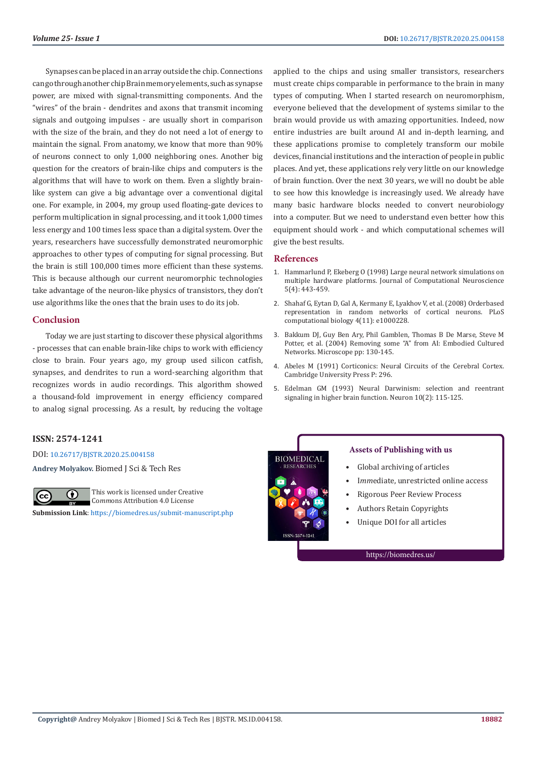Synapses can be placed in an array outside the chip. Connections can go through another chip Brain memory elements, such as synapse power, are mixed with signal-transmitting components. And the "wires" of the brain - dendrites and axons that transmit incoming signals and outgoing impulses - are usually short in comparison with the size of the brain, and they do not need a lot of energy to maintain the signal. From anatomy, we know that more than 90% of neurons connect to only 1,000 neighboring ones. Another big question for the creators of brain-like chips and computers is the algorithms that will have to work on them. Even a slightly brain-like system can give a big advantage over a conventional digital one. For example, in 2004, my group used floating-gate devices to perform multiplication in signal processing, and it took 1,000 times less energy and 100 times less space than a digital system. Over the years, researchers have successfully demonstrated neuromorphic approaches to other types of computing for signal processing. But the brain is still 100,000 times more efficient than these systems. This is because although our current neuromorphic technologies take advantage of the neuron-like physics of transistors, they don't use algorithms like the ones that the brain uses to do its job.

## Conclusion

Today we are just starting to discover these physical algorithms - processes that can enable brain-like chips to work with efficiency close to brain. Four years ago, my group used silicon catfish, synapses, and dendrites to run a word-searching algorithm that recognizes words in audio recordings. This algorithm showed a thousand-fold improvement in energy efficiency compared to analog signal processing. As a result, by reducing the voltage applied to the chips and using smaller transistors, researchers must create chips comparable in performance to the brain in many types of computing. When I started research on neuromorphism, everyone believed that the development of systems similar to the brain would provide us with amazing opportunities. Indeed, now entire industries are built around AI and in-depth learning, and these applications promise to completely transform our mobile devices, financial institutions and the interaction of people in public places. And yet, these applications rely very little on our knowledge of brain function. Over the next 30 years, we will no doubt be able to see how this knowledge is increasingly used. We already have many basic hardware blocks needed to convert neurobiology into a computer. But we need to understand even better how this equipment should work - and which computational schemes will give the best results.

## References

1. Hammarlund P, Ekeberg O (1998) Large neural network simulations on multiple hardware platforms. Journal of Computational Neuroscience 5(4): 443-459.
2. Shahaf G, Eytan D, Gal A, Kermany E, Lyakhov V, et al. (2008) Orderbased representation in random networks of cortical neurons. PLoS computational biology 4(11): e1000228.
3. Bakkum DJ, Guy Ben Ary, Phil Gamblen, Thomas B De Marse, Steve M Potter, et al. (2004) Removing some "A" from AI: Embodied Cultured Networks. Microscope pp: 130-145.
4. Abeles M (1991) Corticonics: Neural Circuits of the Cerebral Cortex. Cambridge University Press P: 296.
5. Edelman GM (1993) Neural Darwinism: selection and reentrant signaling in higher brain function. Neuron 10(2): 115-125.

**ISSN: 2574-1241**

DOI: 10.26717/BJSTR.2020.25.004158

**Andrey Molyakov**. Biomed J Sci & Tech Res

This work is licensed under Creative Commons Attribution 4.0 License

**Submission Link**: https://biomedres.us/submit-manuscript.php

**Assets of Publishing with us**

- Global archiving of articles
- Immediate, unrestricted online access
- Rigorous Peer Review Process
- Authors Retain Copyrights
- Unique DOI for all articles

https://biomedres.us/